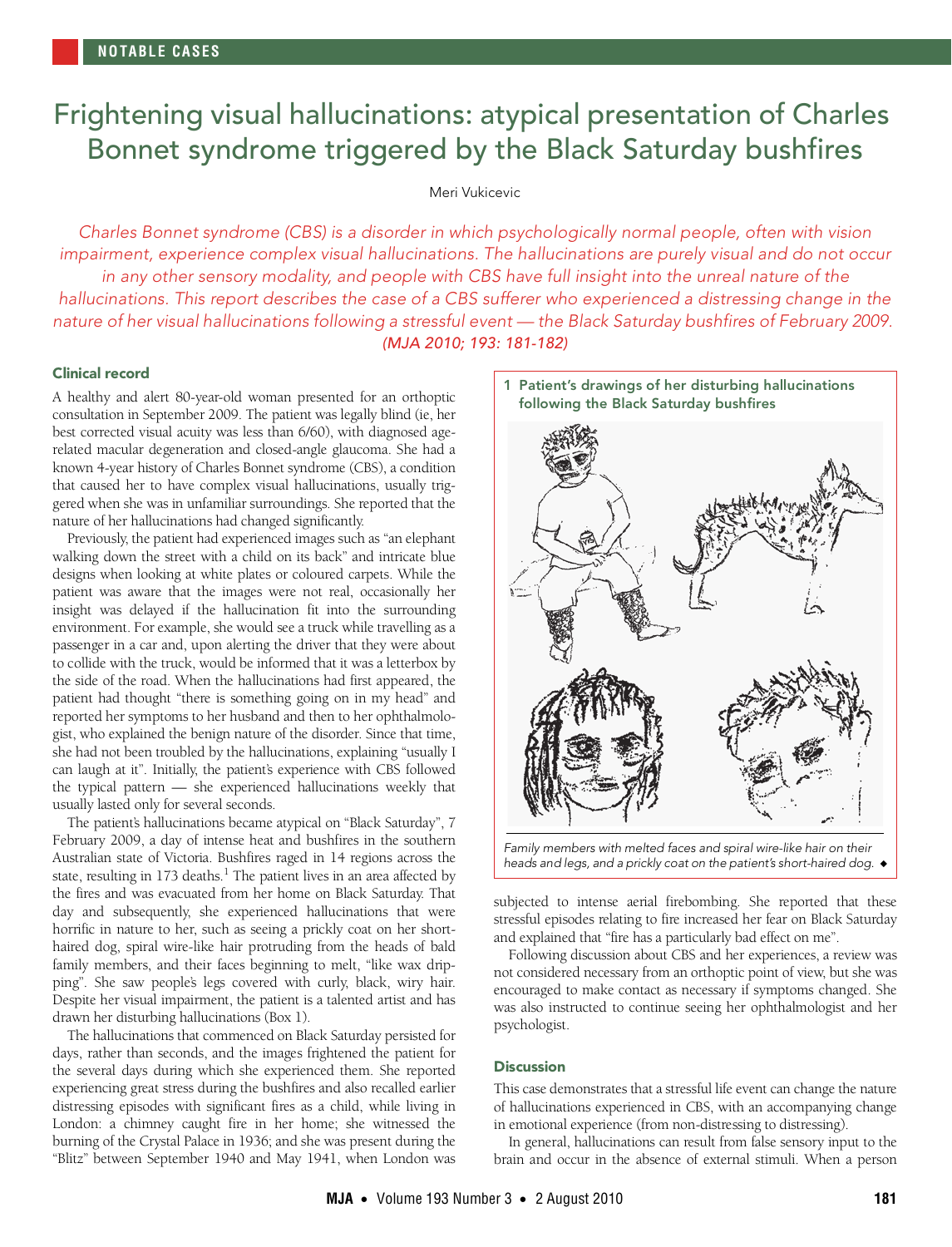# Frightening visual hallucinations: atypical presentation of Charles Bonnet syndrome triggered by the Black Saturday bushfires

Meri Vukicevic

*Charles Bonnet syndrome (CBS) is a disorder in which psychologically normal people, often with vision impairment, experience complex visual hallucinations. The hallucinations are purely visual and do not occur in any other sensory modality, and people with CBS have full insight into the unreal nature of the hallucinations. This report describes the case of a CBS sufferer who experienced a distressing change in the nature of her visual hallucinations following a stressful event — the Black Saturday bushfires of February 2009.*

*(MJA 2010; 193: 181-182)*

## Clinical record

A healthy and alert 80-year-old woman presented for an orthoptic consultation in September 2009. The patient was legally blind (ie, her best corrected visual acuity was less than 6/60), with diagnosed age-related macular degeneration and closed-angle glaucoma. She had a known 4-year history of Charles Bonnet syndrome (CBS), a condition that caused her to have complex visual hallucinations, usually triggered when she was in unfamiliar surroundings. She reported that the nature of her hallucinations had changed significantly.

Previously, the patient had experienced images such as "an elephant walking down the street with a child on its back" and intricate blue designs when looking at white plates or coloured carpets. While the patient was aware that the images were not real, occasionally her insight was delayed if the hallucination fit into the surrounding environment. For example, she would see a truck while travelling as a passenger in a car and, upon alerting the driver that they were about to collide with the truck, would be informed that it was a letterbox by the side of the road. When the hallucinations had first appeared, the patient had thought "there is something going on in my head" and reported her symptoms to her husband and then to her ophthalmologist, who explained the benign nature of the disorder. Since that time, she had not been troubled by the hallucinations, explaining "usually I can laugh at it". Initially, the patient's experience with CBS followed the typical pattern — she experienced hallucinations weekly that usually lasted only for several seconds.

The patient's hallucinations became atypical on "Black Saturday", 7 February 2009, a day of intense heat and bushfires in the southern Australian state of Victoria. Bushfires raged in 14 regions across the state, resulting in 173 deaths.[1] The patient lives in an area affected by the fires and was evacuated from her home on Black Saturday. That day and subsequently, she experienced hallucinations that were horrific in nature to her, such as seeing a prickly coat on her short-haired dog, spiral wire-like hair protruding from the heads of bald family members, and their faces beginning to melt, "like wax dripping". She saw people's legs covered with curly, black, wiry hair. Despite her visual impairment, the patient is a talented artist and has drawn her disturbing hallucinations (Box 1).

The hallucinations that commenced on Black Saturday persisted for days, rather than seconds, and the images frightened the patient for the several days during which she experienced them. She reported experiencing great stress during the bushfires and also recalled earlier distressing episodes with significant fires as a child, while living in London: a chimney caught fire in her home; she witnessed the burning of the Crystal Palace in 1936; and she was present during the "Blitz" between September 1940 and May 1941, when London was subjected to intense aerial firebombing. She reported that these stressful episodes relating to fire increased her fear on Black Saturday and explained that "fire has a particularly bad effect on me".

**1 Patient's drawings of her disturbing hallucinations following the Black Saturday bushfires**

*Family members with melted faces and spiral wire-like hair on their heads and legs, and a prickly coat on the patient's short-haired dog.* ◆

Following discussion about CBS and her experiences, a review was not considered necessary from an orthoptic point of view, but she was encouraged to make contact as necessary if symptoms changed. She was also instructed to continue seeing her ophthalmologist and her psychologist.

## Discussion

This case demonstrates that a stressful life event can change the nature of hallucinations experienced in CBS, with an accompanying change in emotional experience (from non-distressing to distressing).

In general, hallucinations can result from false sensory input to the brain and occur in the absence of external stimuli. When a person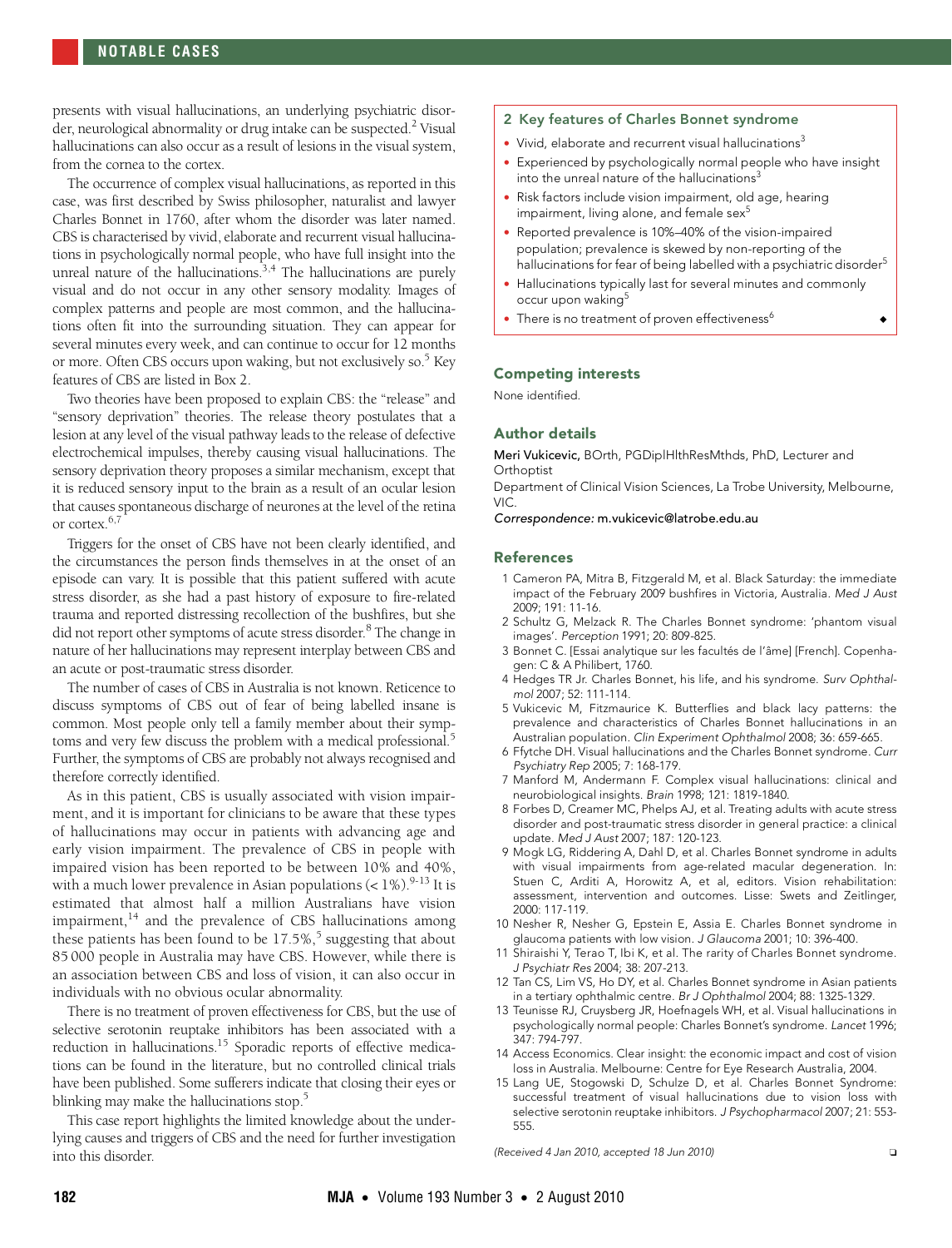presents with visual hallucinations, an underlying psychiatric disorder, neurological abnormality or drug intake can be suspected.[2] Visual hallucinations can also occur as a result of lesions in the visual system, from the cornea to the cortex.

The occurrence of complex visual hallucinations, as reported in this case, was first described by Swiss philosopher, naturalist and lawyer Charles Bonnet in 1760, after whom the disorder was later named. CBS is characterised by vivid, elaborate and recurrent visual hallucinations in psychologically normal people, who have full insight into the unreal nature of the hallucinations.[3,4] The hallucinations are purely visual and do not occur in any other sensory modality. Images of complex patterns and people are most common, and the hallucinations often fit into the surrounding situation. They can appear for several minutes every week, and can continue to occur for 12 months or more. Often CBS occurs upon waking, but not exclusively so.[5] Key features of CBS are listed in Box 2.

Two theories have been proposed to explain CBS: the "release" and "sensory deprivation" theories. The release theory postulates that a lesion at any level of the visual pathway leads to the release of defective electrochemical impulses, thereby causing visual hallucinations. The sensory deprivation theory proposes a similar mechanism, except that it is reduced sensory input to the brain as a result of an ocular lesion that causes spontaneous discharge of neurones at the level of the retina or cortex.[6,7]

Triggers for the onset of CBS have not been clearly identified, and the circumstances the person finds themselves in at the onset of an episode can vary. It is possible that this patient suffered with acute stress disorder, as she had a past history of exposure to fire-related trauma and reported distressing recollection of the bushfires, but she did not report other symptoms of acute stress disorder.[8] The change in nature of her hallucinations may represent interplay between CBS and an acute or post-traumatic stress disorder.

The number of cases of CBS in Australia is not known. Reticence to discuss symptoms of CBS out of fear of being labelled insane is common. Most people only tell a family member about their symptoms and very few discuss the problem with a medical professional.[5] Further, the symptoms of CBS are probably not always recognised and therefore correctly identified.

As in this patient, CBS is usually associated with vision impairment, and it is important for clinicians to be aware that these types of hallucinations may occur in patients with advancing age and early vision impairment. The prevalence of CBS in people with impaired vision has been reported to be between 10% and 40%, with a much lower prevalence in Asian populations (< 1%).[9-13] It is estimated that almost half a million Australians have vision impairment,[14] and the prevalence of CBS hallucinations among these patients has been found to be 17.5%,[5] suggesting that about 85 000 people in Australia may have CBS. However, while there is an association between CBS and loss of vision, it can also occur in individuals with no obvious ocular abnormality.

There is no treatment of proven effectiveness for CBS, but the use of selective serotonin reuptake inhibitors has been associated with a reduction in hallucinations.[15] Sporadic reports of effective medications can be found in the literature, but no controlled clinical trials have been published. Some sufferers indicate that closing their eyes or blinking may make the hallucinations stop.[5]

This case report highlights the limited knowledge about the underlying causes and triggers of CBS and the need for further investigation into this disorder.

### 2 Key features of Charles Bonnet syndrome

- Vivid, elaborate and recurrent visual hallucinations[3]
- Experienced by psychologically normal people who have insight into the unreal nature of the hallucinations[3]
- Risk factors include vision impairment, old age, hearing impairment, living alone, and female sex[5]
- Reported prevalence is 10%–40% of the vision-impaired population; prevalence is skewed by non-reporting of the hallucinations for fear of being labelled with a psychiatric disorder[5]
- Hallucinations typically last for several minutes and commonly occur upon waking[5]
- There is no treatment of proven effectiveness[6]

## Competing interests

None identified.

## Author details

**Meri Vukicevic**, BOrth, PGDipHlthResMthds, PhD, Lecturer and Orthoptist
Department of Clinical Vision Sciences, La Trobe University, Melbourne, VIC.
*Correspondence:* m.vukicevic@latrobe.edu.au

## References

1. Cameron PA, Mitra B, Fitzgerald M, et al. Black Saturday: the immediate impact of the February 2009 bushfires in Victoria, Australia. *Med J Aust* 2009; 191: 11-16.
2. Schultz G, Melzack R. The Charles Bonnet syndrome: 'phantom visual images'. *Perception* 1991; 20: 809-825.
3. Bonnet C. [Essai analytique sur les facultés de l'âme] [French]. Copenhagen: C & A Philibert, 1760.
4. Hedges TR Jr. Charles Bonnet, his life, and his syndrome. *Surv Ophthalmol* 2007; 52: 111-114.
5. Vukicevic M, Fitzmaurice K. Butterflies and black lacy patterns: the prevalence and characteristics of Charles Bonnet hallucinations in an Australian population. *Clin Experiment Ophthalmol* 2008; 36: 659-665.
6. Ffytche DH. Visual hallucinations and the Charles Bonnet syndrome. *Curr Psychiatry Rep* 2005; 7: 168-179.
7. Manford M, Andermann F. Complex visual hallucinations: clinical and neurobiological insights. *Brain* 1998; 121: 1819-1840.
8. Forbes D, Creamer MC, Phelps AJ, et al. Treating adults with acute stress disorder and post-traumatic stress disorder in general practice: a clinical update. *Med J Aust* 2007; 187: 120-123.
9. Mogk LG, Riddering A, Dahl D, et al. Charles Bonnet syndrome in adults with visual impairments from age-related macular degeneration. In: Stuen C, Arditi A, Horowitz A, et al, editors. Vision rehabilitation: assessment, intervention and outcomes. Lisse: Swets and Zeitlinger, 2000: 117-119.
10. Nesher R, Nesher G, Epstein E, Assia E. Charles Bonnet syndrome in glaucoma patients with low vision. *J Glaucoma* 2001; 10: 396-400.
11. Shiraishi Y, Terao T, Ibi K, et al. The rarity of Charles Bonnet syndrome. *J Psychiatr Res* 2004; 38: 207-213.
12. Tan CS, Lim VS, Ho DY, et al. Charles Bonnet syndrome in Asian patients in a tertiary ophthalmic centre. *Br J Ophthalmol* 2004; 88: 1325-1329.
13. Teunisse RJ, Cruysberg JR, Hoefnagels WH, et al. Visual hallucinations in psychologically normal people: Charles Bonnet's syndrome. *Lancet* 1996; 347: 794-797.
14. Access Economics. Clear insight: the economic impact and cost of vision loss in Australia. Melbourne: Centre for Eye Research Australia, 2004.
15. Lang UE, Stogowski D, Schulze D, et al. Charles Bonnet Syndrome: successful treatment of visual hallucinations due to vision loss with selective serotonin reuptake inhibitors. *J Psychopharmacol* 2007; 21: 553-555.

*(Received 4 Jan 2010, accepted 18 Jun 2010)*